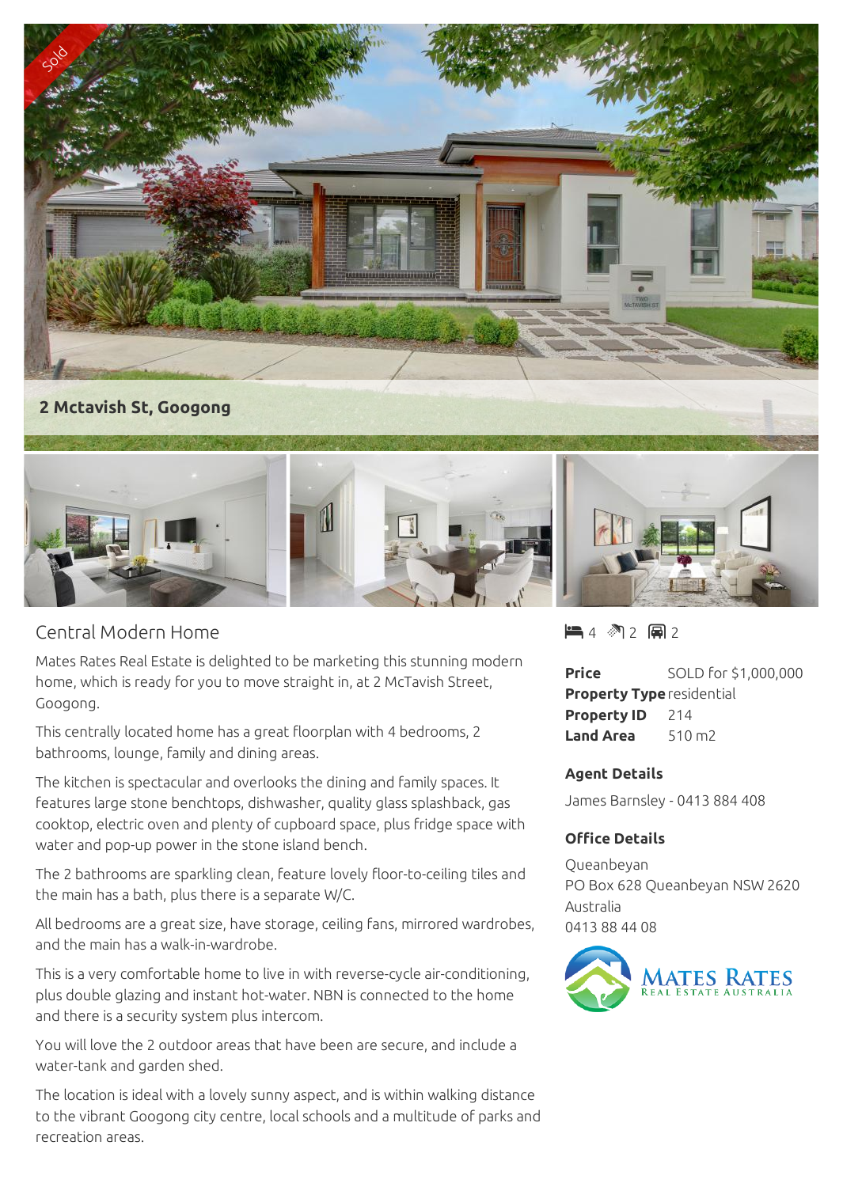Sold

**2 Mctavish St, Googong**

## Central Modern Home

4 bedrooms · 2 bathrooms · 2 car spaces

Mates Rates Real Estate is delighted to be marketing this stunning modern home, which is ready for you to move straight in, at 2 McTavish Street, Googong.

This centrally located home has a great floorplan with 4 bedrooms, 2 bathrooms, lounge, family and dining areas.

The kitchen is spectacular and overlooks the dining and family spaces. It features large stone benchtops, dishwasher, quality glass splashback, gas cooktop, electric oven and plenty of cupboard space, plus fridge space with water and pop-up power in the stone island bench.

The 2 bathrooms are sparkling clean, feature lovely floor-to-ceiling tiles and the main has a bath, plus there is a separate W/C.

All bedrooms are a great size, have storage, ceiling fans, mirrored wardrobes, and the main has a walk-in-wardrobe.

This is a very comfortable home to live in with reverse-cycle air-conditioning, plus double glazing and instant hot-water. NBN is connected to the home and there is a security system plus intercom.

You will love the 2 outdoor areas that have been are secure, and include a water-tank and garden shed.

The location is ideal with a lovely sunny aspect, and is within walking distance to the vibrant Googong city centre, local schools and a multitude of parks and recreation areas.

| | |
|---|---|
| **Price** | SOLD for $1,000,000 |
| **Property Type** | residential |
| **Property ID** | 214 |
| **Land Area** | 510 m2 |

### Agent Details

James Barnsley - 0413 884 408

### Office Details

Queanbeyan
PO Box 628 Queanbeyan NSW 2620 Australia
0413 88 44 08

MATES RATES REAL ESTATE AUSTRALIA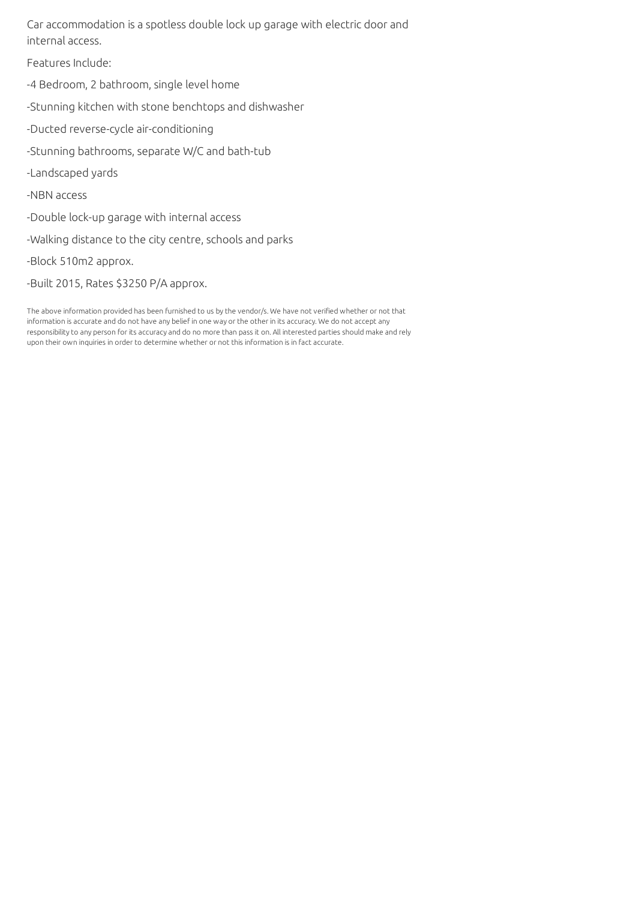Car accommodation is a spotless double lock up garage with electric door and internal access.

Features Include:

-4 Bedroom, 2 bathroom, single level home

-Stunning kitchen with stone benchtops and dishwasher

-Ducted reverse-cycle air-conditioning

-Stunning bathrooms, separate W/C and bath-tub

-Landscaped yards

-NBN access

-Double lock-up garage with internal access

-Walking distance to the city centre, schools and parks

-Block 510m2 approx.

-Built 2015, Rates $3250 P/A approx.

The above information provided has been furnished to us by the vendor/s. We have not verified whether or not that information is accurate and do not have any belief in one way or the other in its accuracy. We do not accept any responsibility to any person for its accuracy and do no more than pass it on. All interested parties should make and rely upon their own inquiries in order to determine whether or not this information is in fact accurate.